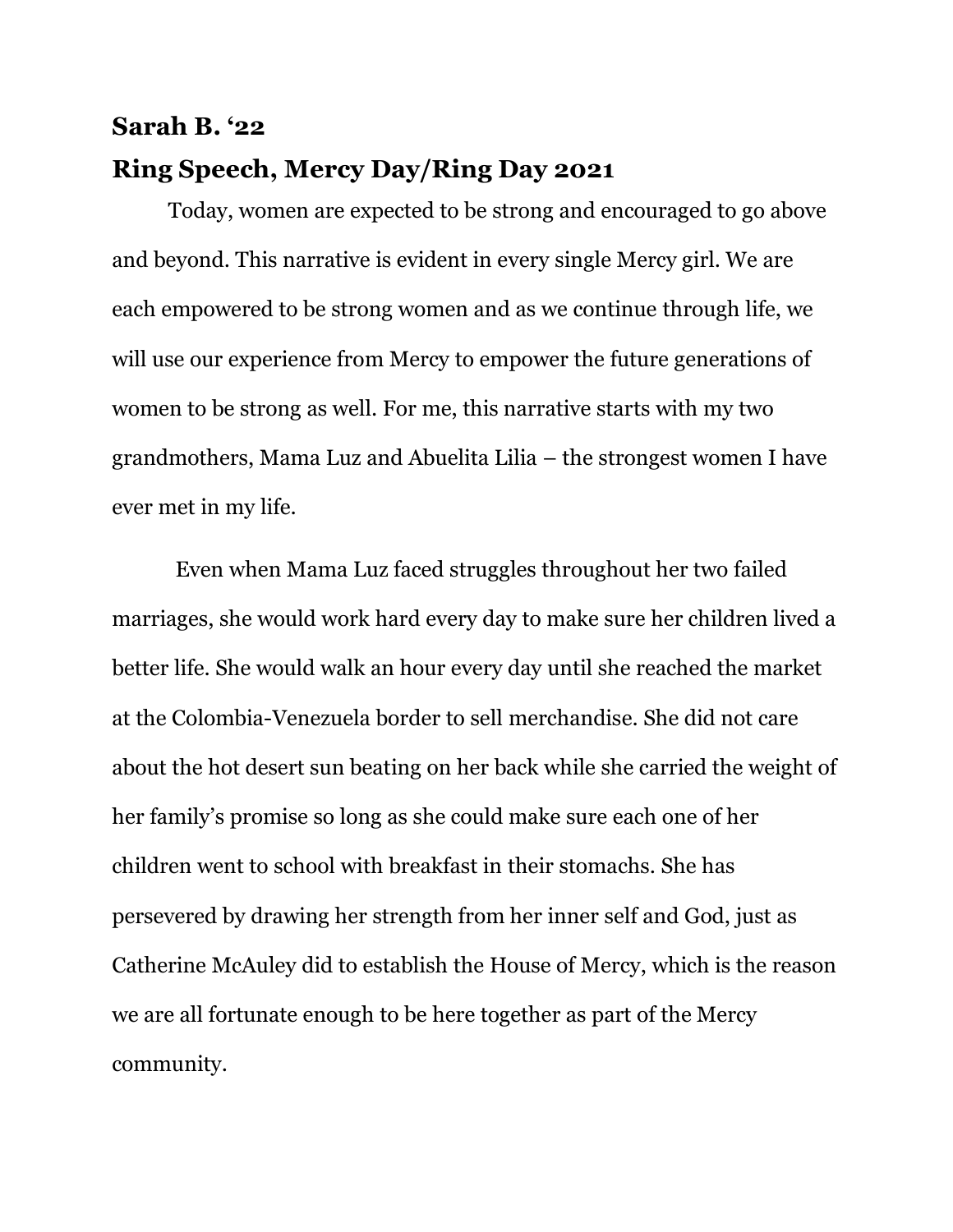**Sarah B. '22**

**Ring Speech, Mercy Day/Ring Day 2021**

Today, women are expected to be strong and encouraged to go above and beyond. This narrative is evident in every single Mercy girl. We are each empowered to be strong women and as we continue through life, we will use our experience from Mercy to empower the future generations of women to be strong as well. For me, this narrative starts with my two grandmothers, Mama Luz and Abuelita Lilia – the strongest women I have ever met in my life.

Even when Mama Luz faced struggles throughout her two failed marriages, she would work hard every day to make sure her children lived a better life. She would walk an hour every day until she reached the market at the Colombia-Venezuela border to sell merchandise. She did not care about the hot desert sun beating on her back while she carried the weight of her family's promise so long as she could make sure each one of her children went to school with breakfast in their stomachs. She has persevered by drawing her strength from her inner self and God, just as Catherine McAuley did to establish the House of Mercy, which is the reason we are all fortunate enough to be here together as part of the Mercy community.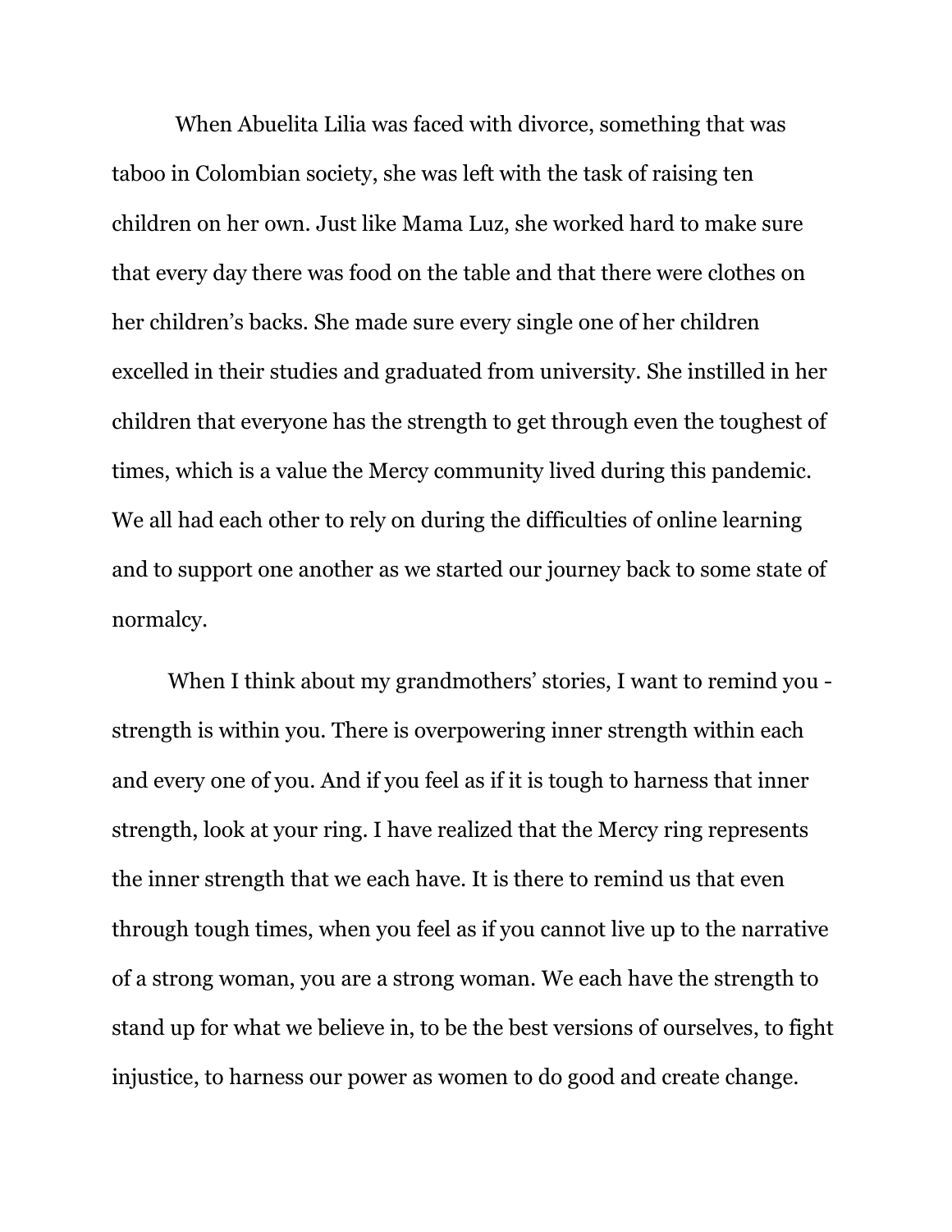When Abuelita Lilia was faced with divorce, something that was taboo in Colombian society, she was left with the task of raising ten children on her own. Just like Mama Luz, she worked hard to make sure that every day there was food on the table and that there were clothes on her children's backs. She made sure every single one of her children excelled in their studies and graduated from university. She instilled in her children that everyone has the strength to get through even the toughest of times, which is a value the Mercy community lived during this pandemic. We all had each other to rely on during the difficulties of online learning and to support one another as we started our journey back to some state of normalcy.

When I think about my grandmothers' stories, I want to remind you - strength is within you. There is overpowering inner strength within each and every one of you. And if you feel as if it is tough to harness that inner strength, look at your ring. I have realized that the Mercy ring represents the inner strength that we each have. It is there to remind us that even through tough times, when you feel as if you cannot live up to the narrative of a strong woman, you are a strong woman. We each have the strength to stand up for what we believe in, to be the best versions of ourselves, to fight injustice, to harness our power as women to do good and create change.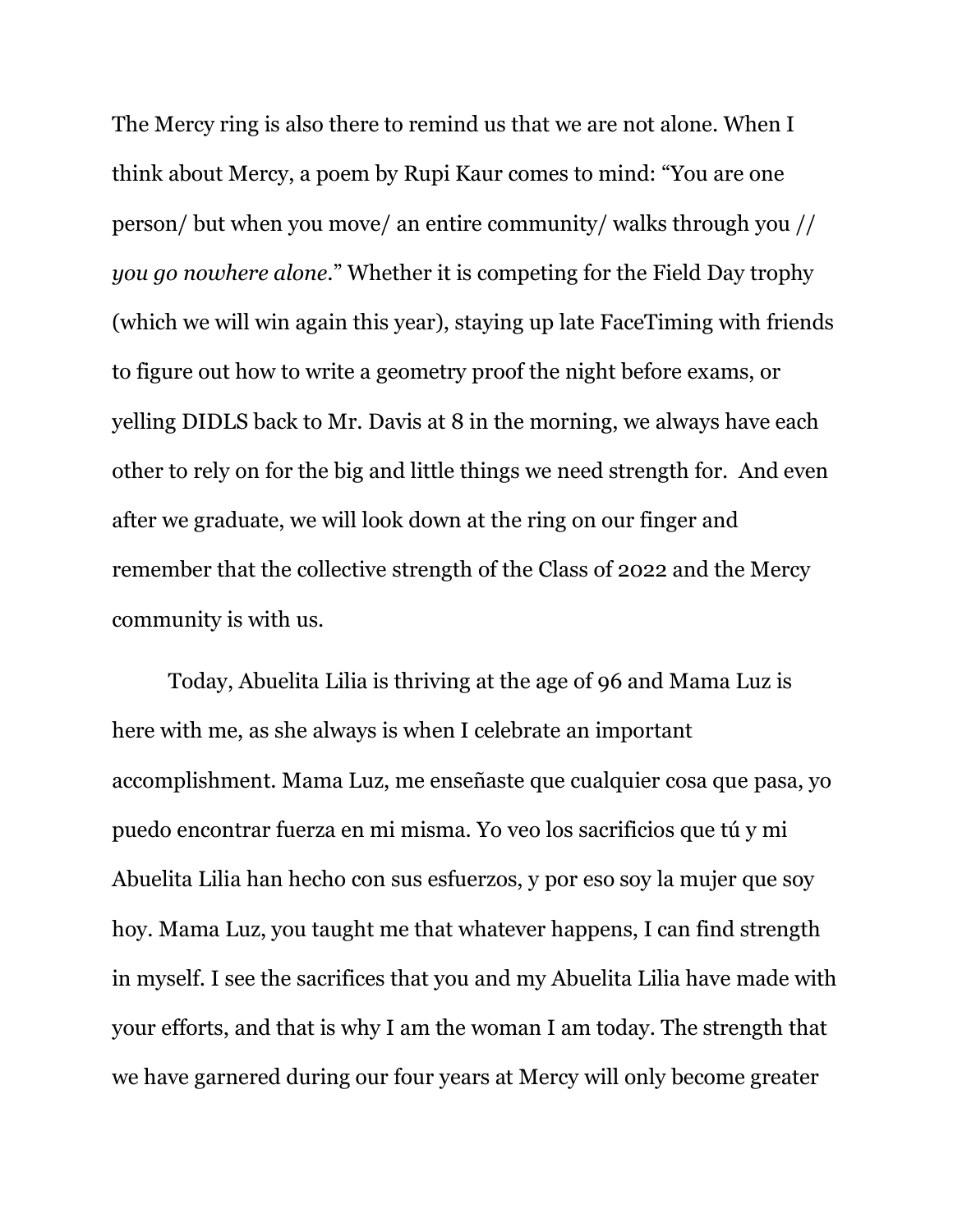The Mercy ring is also there to remind us that we are not alone. When I think about Mercy, a poem by Rupi Kaur comes to mind: “You are one person/ but when you move/ an entire community/ walks through you // *you go nowhere alone*.” Whether it is competing for the Field Day trophy (which we will win again this year), staying up late FaceTiming with friends to figure out how to write a geometry proof the night before exams, or yelling DIDLS back to Mr. Davis at 8 in the morning, we always have each other to rely on for the big and little things we need strength for. And even after we graduate, we will look down at the ring on our finger and remember that the collective strength of the Class of 2022 and the Mercy community is with us.

Today, Abuelita Lilia is thriving at the age of 96 and Mama Luz is here with me, as she always is when I celebrate an important accomplishment. Mama Luz, me enseñaste que cualquier cosa que pasa, yo puedo encontrar fuerza en mi misma. Yo veo los sacrificios que tú y mi Abuelita Lilia han hecho con sus esfuerzos, y por eso soy la mujer que soy hoy. Mama Luz, you taught me that whatever happens, I can find strength in myself. I see the sacrifices that you and my Abuelita Lilia have made with your efforts, and that is why I am the woman I am today. The strength that we have garnered during our four years at Mercy will only become greater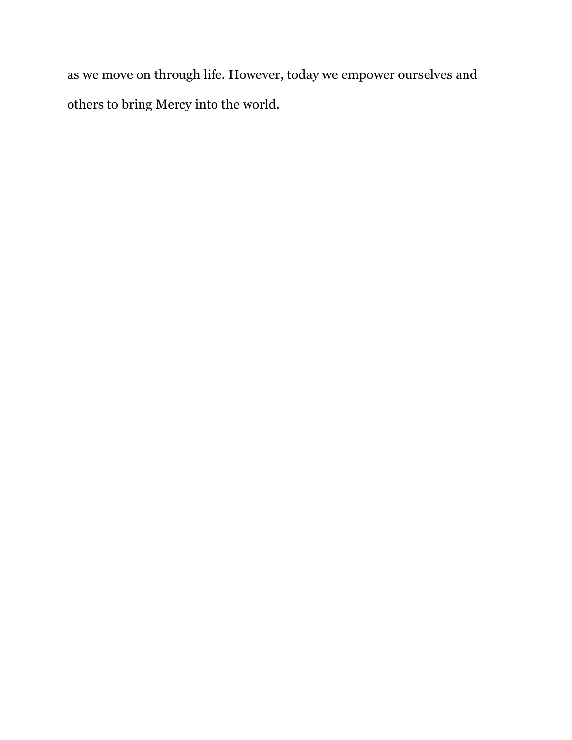as we move on through life. However, today we empower ourselves and others to bring Mercy into the world.